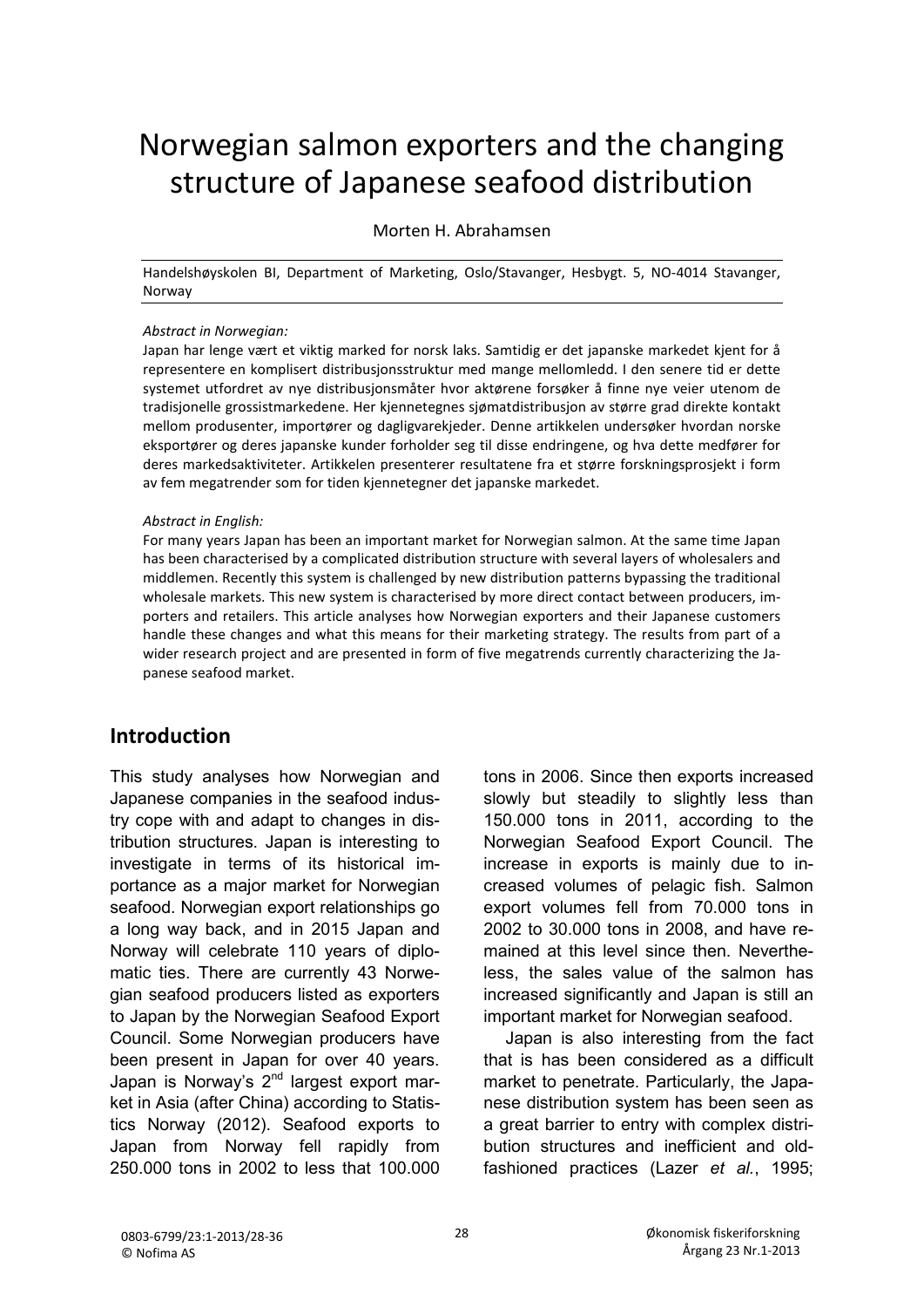# Norwegian salmon exporters and the changing structure of Japanese seafood distribution

Morten H. Abrahamsen

Handelshøyskolen BI, Department of Marketing, Oslo/Stavanger, Hesbygt. 5, NO-4014 Stavanger, Norway

*Abstract in Norwegian:*

Japan har lenge vært et viktig marked for norsk laks. Samtidig er det japanske markedet kjent for å representere en komplisert distribusjonsstruktur med mange mellomledd. I den senere tid er dette systemet utfordret av nye distribusjonsmåter hvor aktørene forsøker å finne nye veier utenom de tradisjonelle grossistmarkedene. Her kjennetegnes sjømatdistribusjon av større grad direkte kontakt mellom produsenter, importører og dagligvarekjeder. Denne artikkelen undersøker hvordan norske eksportører og deres japanske kunder forholder seg til disse endringene, og hva dette medfører for deres markedsaktiviteter. Artikkelen presenterer resultatene fra et større forskningsprosjekt i form av fem megatrender som for tiden kjennetegner det japanske markedet.

*Abstract in English:*

For many years Japan has been an important market for Norwegian salmon. At the same time Japan has been characterised by a complicated distribution structure with several layers of wholesalers and middlemen. Recently this system is challenged by new distribution patterns bypassing the traditional wholesale markets. This new system is characterised by more direct contact between producers, importers and retailers. This article analyses how Norwegian exporters and their Japanese customers handle these changes and what this means for their marketing strategy. The results from part of a wider research project and are presented in form of five megatrends currently characterizing the Japanese seafood market.

## Introduction

This study analyses how Norwegian and Japanese companies in the seafood industry cope with and adapt to changes in distribution structures. Japan is interesting to investigate in terms of its historical importance as a major market for Norwegian seafood. Norwegian export relationships go a long way back, and in 2015 Japan and Norway will celebrate 110 years of diplomatic ties. There are currently 43 Norwegian seafood producers listed as exporters to Japan by the Norwegian Seafood Export Council. Some Norwegian producers have been present in Japan for over 40 years. Japan is Norway's 2nd largest export market in Asia (after China) according to Statistics Norway (2012). Seafood exports to Japan from Norway fell rapidly from 250.000 tons in 2002 to less that 100.000 tons in 2006. Since then exports increased slowly but steadily to slightly less than 150.000 tons in 2011, according to the Norwegian Seafood Export Council. The increase in exports is mainly due to increased volumes of pelagic fish. Salmon export volumes fell from 70.000 tons in 2002 to 30.000 tons in 2008, and have remained at this level since then. Nevertheless, the sales value of the salmon has increased significantly and Japan is still an important market for Norwegian seafood.

Japan is also interesting from the fact that is has been considered as a difficult market to penetrate. Particularly, the Japanese distribution system has been seen as a great barrier to entry with complex distribution structures and inefficient and old-fashioned practices (Lazer *et al.*, 1995;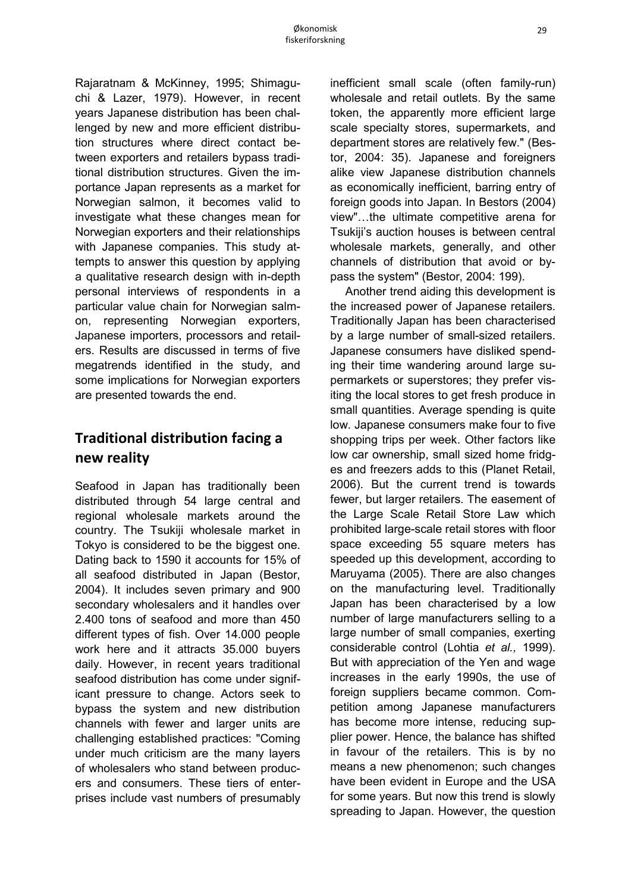Rajaratnam & McKinney, 1995; Shimaguchi & Lazer, 1979). However, in recent years Japanese distribution has been challenged by new and more efficient distribution structures where direct contact between exporters and retailers bypass traditional distribution structures. Given the importance Japan represents as a market for Norwegian salmon, it becomes valid to investigate what these changes mean for Norwegian exporters and their relationships with Japanese companies. This study attempts to answer this question by applying a qualitative research design with in-depth personal interviews of respondents in a particular value chain for Norwegian salmon, representing Norwegian exporters, Japanese importers, processors and retailers. Results are discussed in terms of five megatrends identified in the study, and some implications for Norwegian exporters are presented towards the end.

## Traditional distribution facing a new reality

Seafood in Japan has traditionally been distributed through 54 large central and regional wholesale markets around the country. The Tsukiji wholesale market in Tokyo is considered to be the biggest one. Dating back to 1590 it accounts for 15% of all seafood distributed in Japan (Bestor, 2004). It includes seven primary and 900 secondary wholesalers and it handles over 2.400 tons of seafood and more than 450 different types of fish. Over 14.000 people work here and it attracts 35.000 buyers daily. However, in recent years traditional seafood distribution has come under significant pressure to change. Actors seek to bypass the system and new distribution channels with fewer and larger units are challenging established practices: "Coming under much criticism are the many layers of wholesalers who stand between producers and consumers. These tiers of enterprises include vast numbers of presumably inefficient small scale (often family-run) wholesale and retail outlets. By the same token, the apparently more efficient large scale specialty stores, supermarkets, and department stores are relatively few." (Bestor, 2004: 35). Japanese and foreigners alike view Japanese distribution channels as economically inefficient, barring entry of foreign goods into Japan. In Bestors (2004) view"…the ultimate competitive arena for Tsukiji's auction houses is between central wholesale markets, generally, and other channels of distribution that avoid or bypass the system" (Bestor, 2004: 199).

Another trend aiding this development is the increased power of Japanese retailers. Traditionally Japan has been characterised by a large number of small-sized retailers. Japanese consumers have disliked spending their time wandering around large supermarkets or superstores; they prefer visiting the local stores to get fresh produce in small quantities. Average spending is quite low. Japanese consumers make four to five shopping trips per week. Other factors like low car ownership, small sized home fridges and freezers adds to this (Planet Retail, 2006). But the current trend is towards fewer, but larger retailers. The easement of the Large Scale Retail Store Law which prohibited large-scale retail stores with floor space exceeding 55 square meters has speeded up this development, according to Maruyama (2005). There are also changes on the manufacturing level. Traditionally Japan has been characterised by a low number of large manufacturers selling to a large number of small companies, exerting considerable control (Lohtia *et al.,* 1999). But with appreciation of the Yen and wage increases in the early 1990s, the use of foreign suppliers became common. Competition among Japanese manufacturers has become more intense, reducing supplier power. Hence, the balance has shifted in favour of the retailers. This is by no means a new phenomenon; such changes have been evident in Europe and the USA for some years. But now this trend is slowly spreading to Japan. However, the question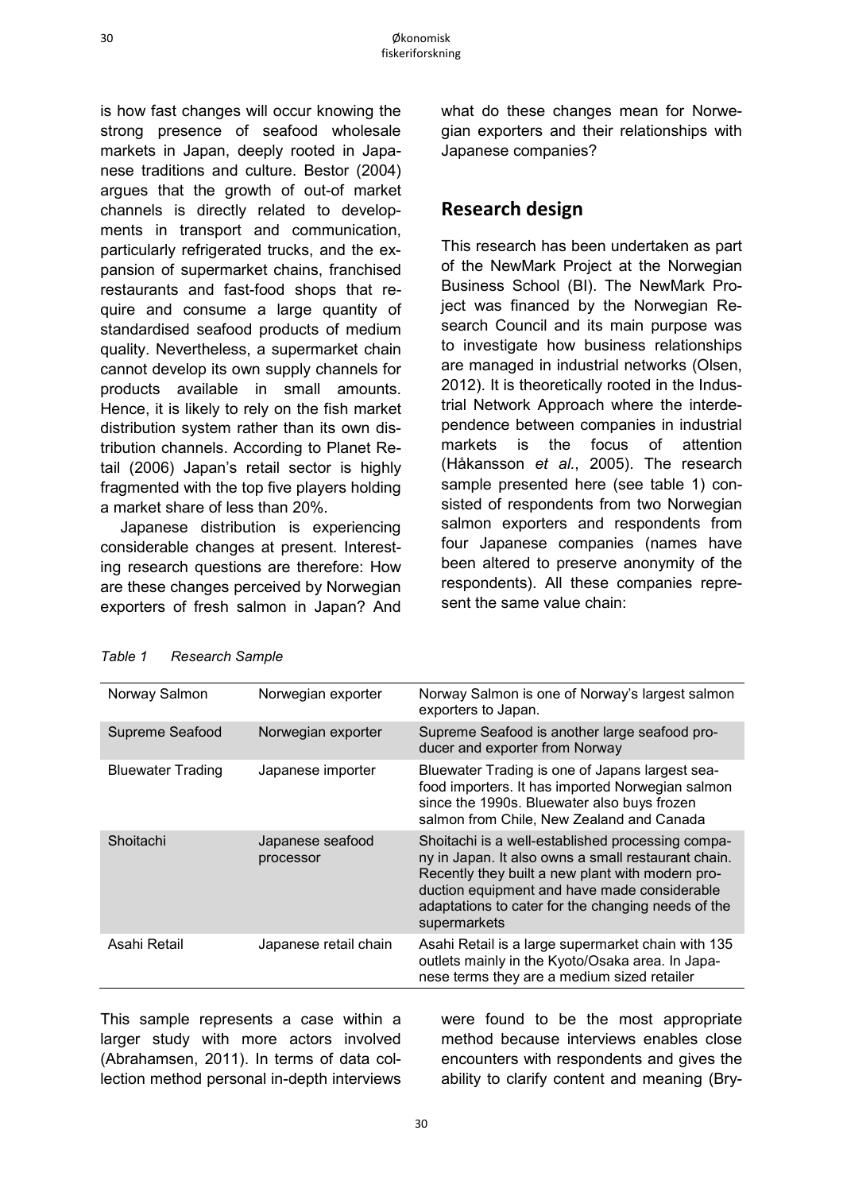is how fast changes will occur knowing the strong presence of seafood wholesale markets in Japan, deeply rooted in Japanese traditions and culture. Bestor (2004) argues that the growth of out-of market channels is directly related to developments in transport and communication, particularly refrigerated trucks, and the expansion of supermarket chains, franchised restaurants and fast-food shops that require and consume a large quantity of standardised seafood products of medium quality. Nevertheless, a supermarket chain cannot develop its own supply channels for products available in small amounts. Hence, it is likely to rely on the fish market distribution system rather than its own distribution channels. According to Planet Retail (2006) Japan's retail sector is highly fragmented with the top five players holding a market share of less than 20%.

Japanese distribution is experiencing considerable changes at present. Interesting research questions are therefore: How are these changes perceived by Norwegian exporters of fresh salmon in Japan? And what do these changes mean for Norwegian exporters and their relationships with Japanese companies?

## Research design

This research has been undertaken as part of the NewMark Project at the Norwegian Business School (BI). The NewMark Project was financed by the Norwegian Research Council and its main purpose was to investigate how business relationships are managed in industrial networks (Olsen, 2012). It is theoretically rooted in the Industrial Network Approach where the interdependence between companies in industrial markets is the focus of attention (Håkansson *et al.*, 2005). The research sample presented here (see table 1) consisted of respondents from two Norwegian salmon exporters and respondents from four Japanese companies (names have been altered to preserve anonymity of the respondents). All these companies represent the same value chain:

*Table 1 Research Sample*

| | | |
|---|---|---|
| Norway Salmon | Norwegian exporter | Norway Salmon is one of Norway's largest salmon exporters to Japan. |
| Supreme Seafood | Norwegian exporter | Supreme Seafood is another large seafood producer and exporter from Norway |
| Bluewater Trading | Japanese importer | Bluewater Trading is one of Japans largest seafood importers. It has imported Norwegian salmon since the 1990s. Bluewater also buys frozen salmon from Chile, New Zealand and Canada |
| Shoitachi | Japanese seafood processor | Shoitachi is a well-established processing company in Japan. It also owns a small restaurant chain. Recently they built a new plant with modern production equipment and have made considerable adaptations to cater for the changing needs of the supermarkets |
| Asahi Retail | Japanese retail chain | Asahi Retail is a large supermarket chain with 135 outlets mainly in the Kyoto/Osaka area. In Japanese terms they are a medium sized retailer |

This sample represents a case within a larger study with more actors involved (Abrahamsen, 2011). In terms of data collection method personal in-depth interviews were found to be the most appropriate method because interviews enables close encounters with respondents and gives the ability to clarify content and meaning (Bry-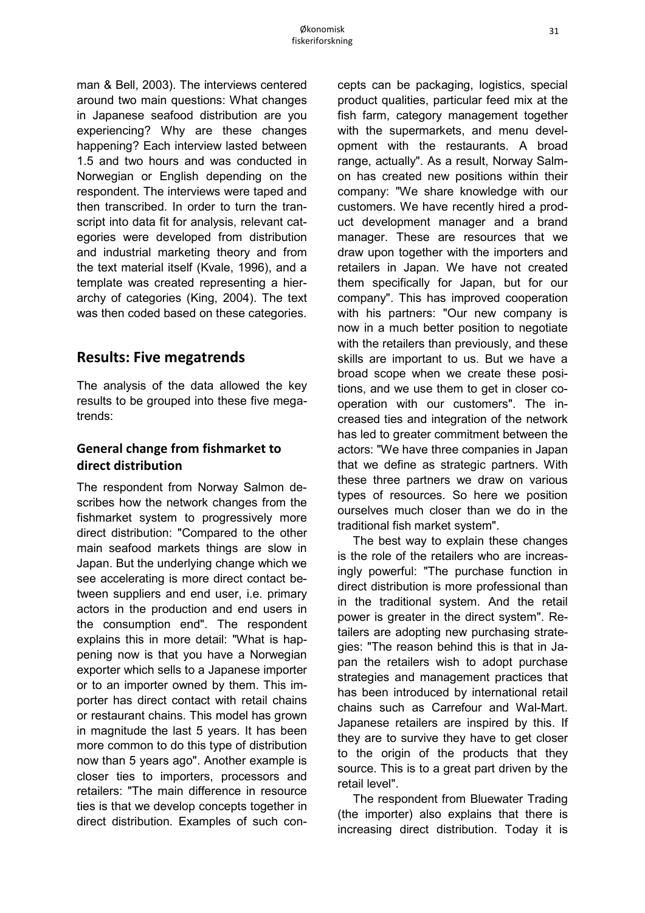man & Bell, 2003). The interviews centered around two main questions: What changes in Japanese seafood distribution are you experiencing? Why are these changes happening? Each interview lasted between 1.5 and two hours and was conducted in Norwegian or English depending on the respondent. The interviews were taped and then transcribed. In order to turn the transcript into data fit for analysis, relevant categories were developed from distribution and industrial marketing theory and from the text material itself (Kvale, 1996), and a template was created representing a hierarchy of categories (King, 2004). The text was then coded based on these categories.

## Results: Five megatrends

The analysis of the data allowed the key results to be grouped into these five megatrends:

### General change from fishmarket to direct distribution

The respondent from Norway Salmon describes how the network changes from the fishmarket system to progressively more direct distribution: "Compared to the other main seafood markets things are slow in Japan. But the underlying change which we see accelerating is more direct contact between suppliers and end user, i.e. primary actors in the production and end users in the consumption end". The respondent explains this in more detail: "What is happening now is that you have a Norwegian exporter which sells to a Japanese importer or to an importer owned by them. This importer has direct contact with retail chains or restaurant chains. This model has grown in magnitude the last 5 years. It has been more common to do this type of distribution now than 5 years ago". Another example is closer ties to importers, processors and retailers: "The main difference in resource ties is that we develop concepts together in direct distribution. Examples of such concepts can be packaging, logistics, special product qualities, particular feed mix at the fish farm, category management together with the supermarkets, and menu development with the restaurants. A broad range, actually". As a result, Norway Salmon has created new positions within their company: "We share knowledge with our customers. We have recently hired a product development manager and a brand manager. These are resources that we draw upon together with the importers and retailers in Japan. We have not created them specifically for Japan, but for our company". This has improved cooperation with his partners: "Our new company is now in a much better position to negotiate with the retailers than previously, and these skills are important to us. But we have a broad scope when we create these positions, and we use them to get in closer cooperation with our customers". The increased ties and integration of the network has led to greater commitment between the actors: "We have three companies in Japan that we define as strategic partners. With these three partners we draw on various types of resources. So here we position ourselves much closer than we do in the traditional fish market system".

The best way to explain these changes is the role of the retailers who are increasingly powerful: "The purchase function in direct distribution is more professional than in the traditional system. And the retail power is greater in the direct system". Retailers are adopting new purchasing strategies: "The reason behind this is that in Japan the retailers wish to adopt purchase strategies and management practices that has been introduced by international retail chains such as Carrefour and Wal-Mart. Japanese retailers are inspired by this. If they are to survive they have to get closer to the origin of the products that they source. This is to a great part driven by the retail level".

The respondent from Bluewater Trading (the importer) also explains that there is increasing direct distribution. Today it is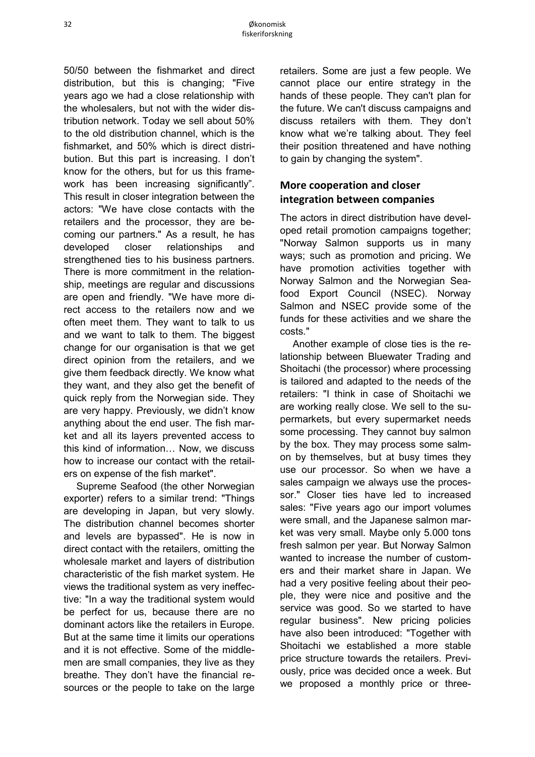50/50 between the fishmarket and direct distribution, but this is changing; "Five years ago we had a close relationship with the wholesalers, but not with the wider distribution network. Today we sell about 50% to the old distribution channel, which is the fishmarket, and 50% which is direct distribution. But this part is increasing. I don't know for the others, but for us this framework has been increasing significantly". This result in closer integration between the actors: "We have close contacts with the retailers and the processor, they are becoming our partners." As a result, he has developed closer relationships and strengthened ties to his business partners. There is more commitment in the relationship, meetings are regular and discussions are open and friendly. "We have more direct access to the retailers now and we often meet them. They want to talk to us and we want to talk to them. The biggest change for our organisation is that we get direct opinion from the retailers, and we give them feedback directly. We know what they want, and they also get the benefit of quick reply from the Norwegian side. They are very happy. Previously, we didn't know anything about the end user. The fish market and all its layers prevented access to this kind of information… Now, we discuss how to increase our contact with the retailers on expense of the fish market".

Supreme Seafood (the other Norwegian exporter) refers to a similar trend: "Things are developing in Japan, but very slowly. The distribution channel becomes shorter and levels are bypassed". He is now in direct contact with the retailers, omitting the wholesale market and layers of distribution characteristic of the fish market system. He views the traditional system as very ineffective: "In a way the traditional system would be perfect for us, because there are no dominant actors like the retailers in Europe. But at the same time it limits our operations and it is not effective. Some of the middlemen are small companies, they live as they breathe. They don't have the financial resources or the people to take on the large retailers. Some are just a few people. We cannot place our entire strategy in the hands of these people. They can't plan for the future. We can't discuss campaigns and discuss retailers with them. They don't know what we're talking about. They feel their position threatened and have nothing to gain by changing the system".

## More cooperation and closer integration between companies

The actors in direct distribution have developed retail promotion campaigns together; "Norway Salmon supports us in many ways; such as promotion and pricing. We have promotion activities together with Norway Salmon and the Norwegian Seafood Export Council (NSEC). Norway Salmon and NSEC provide some of the funds for these activities and we share the costs."

Another example of close ties is the relationship between Bluewater Trading and Shoitachi (the processor) where processing is tailored and adapted to the needs of the retailers: "I think in case of Shoitachi we are working really close. We sell to the supermarkets, but every supermarket needs some processing. They cannot buy salmon by the box. They may process some salmon by themselves, but at busy times they use our processor. So when we have a sales campaign we always use the processor." Closer ties have led to increased sales: "Five years ago our import volumes were small, and the Japanese salmon market was very small. Maybe only 5.000 tons fresh salmon per year. But Norway Salmon wanted to increase the number of customers and their market share in Japan. We had a very positive feeling about their people, they were nice and positive and the service was good. So we started to have regular business". New pricing policies have also been introduced: "Together with Shoitachi we established a more stable price structure towards the retailers. Previously, price was decided once a week. But we proposed a monthly price or three-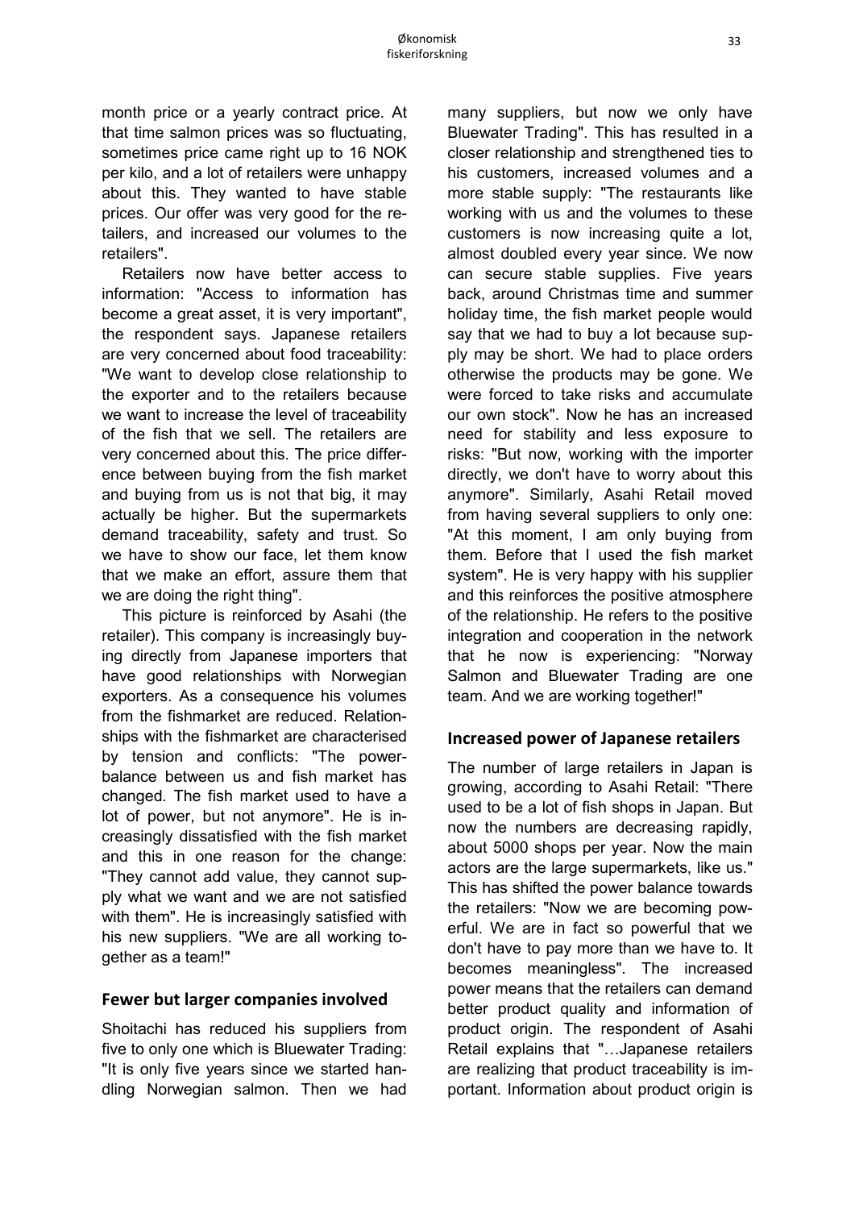month price or a yearly contract price. At that time salmon prices was so fluctuating, sometimes price came right up to 16 NOK per kilo, and a lot of retailers were unhappy about this. They wanted to have stable prices. Our offer was very good for the retailers, and increased our volumes to the retailers".

Retailers now have better access to information: "Access to information has become a great asset, it is very important", the respondent says. Japanese retailers are very concerned about food traceability: "We want to develop close relationship to the exporter and to the retailers because we want to increase the level of traceability of the fish that we sell. The retailers are very concerned about this. The price difference between buying from the fish market and buying from us is not that big, it may actually be higher. But the supermarkets demand traceability, safety and trust. So we have to show our face, let them know that we make an effort, assure them that we are doing the right thing".

This picture is reinforced by Asahi (the retailer). This company is increasingly buying directly from Japanese importers that have good relationships with Norwegian exporters. As a consequence his volumes from the fishmarket are reduced. Relationships with the fishmarket are characterised by tension and conflicts: "The power-balance between us and fish market has changed. The fish market used to have a lot of power, but not anymore". He is increasingly dissatisfied with the fish market and this in one reason for the change: "They cannot add value, they cannot supply what we want and we are not satisfied with them". He is increasingly satisfied with his new suppliers. "We are all working together as a team!"

## Fewer but larger companies involved

Shoitachi has reduced his suppliers from five to only one which is Bluewater Trading: "It is only five years since we started handling Norwegian salmon. Then we had many suppliers, but now we only have Bluewater Trading". This has resulted in a closer relationship and strengthened ties to his customers, increased volumes and a more stable supply: "The restaurants like working with us and the volumes to these customers is now increasing quite a lot, almost doubled every year since. We now can secure stable supplies. Five years back, around Christmas time and summer holiday time, the fish market people would say that we had to buy a lot because supply may be short. We had to place orders otherwise the products may be gone. We were forced to take risks and accumulate our own stock". Now he has an increased need for stability and less exposure to risks: "But now, working with the importer directly, we don't have to worry about this anymore". Similarly, Asahi Retail moved from having several suppliers to only one: "At this moment, I am only buying from them. Before that I used the fish market system". He is very happy with his supplier and this reinforces the positive atmosphere of the relationship. He refers to the positive integration and cooperation in the network that he now is experiencing: "Norway Salmon and Bluewater Trading are one team. And we are working together!"

## Increased power of Japanese retailers

The number of large retailers in Japan is growing, according to Asahi Retail: "There used to be a lot of fish shops in Japan. But now the numbers are decreasing rapidly, about 5000 shops per year. Now the main actors are the large supermarkets, like us." This has shifted the power balance towards the retailers: "Now we are becoming powerful. We are in fact so powerful that we don't have to pay more than we have to. It becomes meaningless". The increased power means that the retailers can demand better product quality and information of product origin. The respondent of Asahi Retail explains that "…Japanese retailers are realizing that product traceability is important. Information about product origin is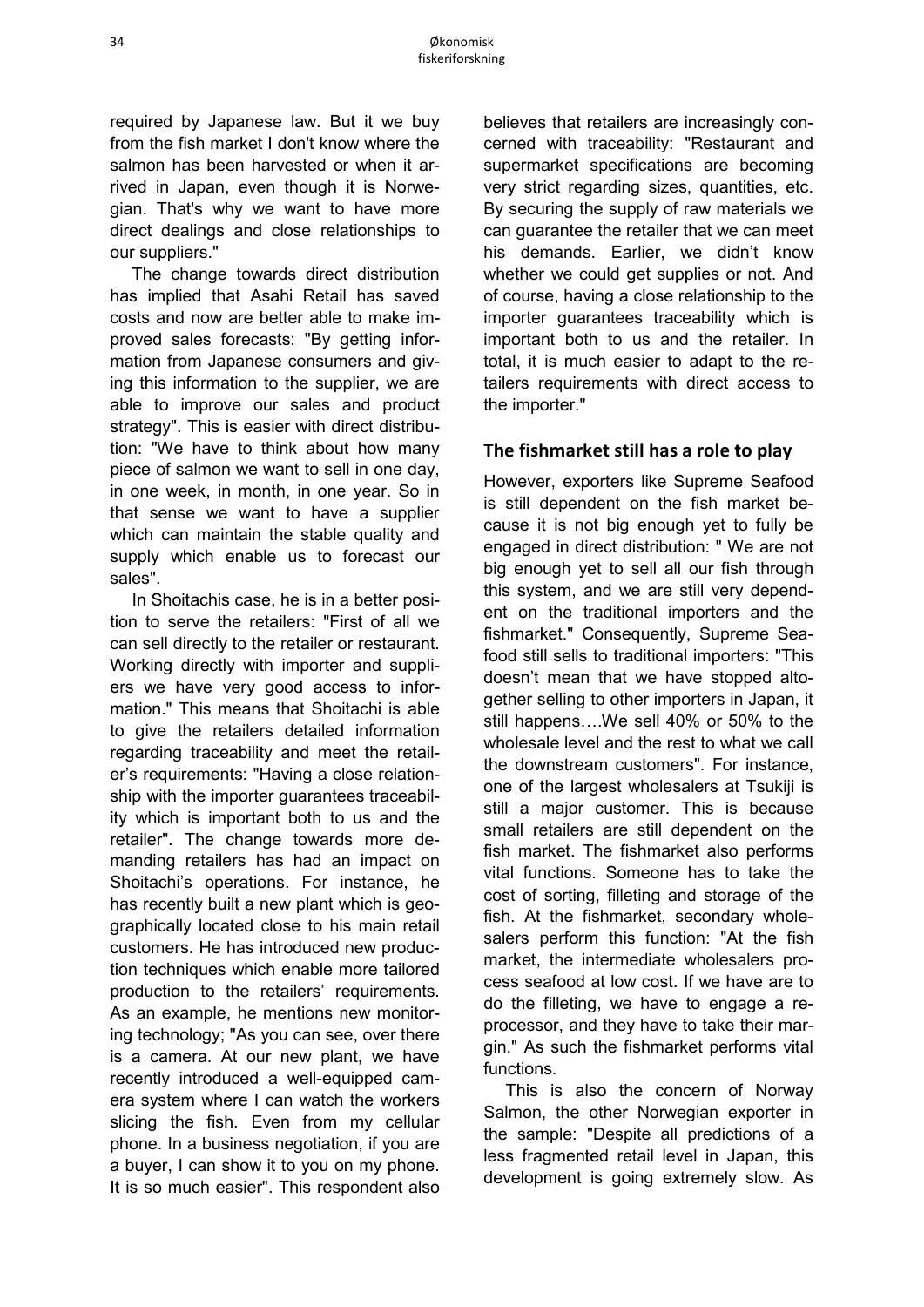required by Japanese law. But it we buy from the fish market I don't know where the salmon has been harvested or when it arrived in Japan, even though it is Norwegian. That's why we want to have more direct dealings and close relationships to our suppliers."

The change towards direct distribution has implied that Asahi Retail has saved costs and now are better able to make improved sales forecasts: "By getting information from Japanese consumers and giving this information to the supplier, we are able to improve our sales and product strategy". This is easier with direct distribution: "We have to think about how many piece of salmon we want to sell in one day, in one week, in month, in one year. So in that sense we want to have a supplier which can maintain the stable quality and supply which enable us to forecast our sales".

In Shoitachis case, he is in a better position to serve the retailers: "First of all we can sell directly to the retailer or restaurant. Working directly with importer and suppliers we have very good access to information." This means that Shoitachi is able to give the retailers detailed information regarding traceability and meet the retailer's requirements: "Having a close relationship with the importer guarantees traceability which is important both to us and the retailer". The change towards more demanding retailers has had an impact on Shoitachi's operations. For instance, he has recently built a new plant which is geographically located close to his main retail customers. He has introduced new production techniques which enable more tailored production to the retailers' requirements. As an example, he mentions new monitoring technology; "As you can see, over there is a camera. At our new plant, we have recently introduced a well-equipped camera system where I can watch the workers slicing the fish. Even from my cellular phone. In a business negotiation, if you are a buyer, I can show it to you on my phone. It is so much easier". This respondent also believes that retailers are increasingly concerned with traceability: "Restaurant and supermarket specifications are becoming very strict regarding sizes, quantities, etc. By securing the supply of raw materials we can guarantee the retailer that we can meet his demands. Earlier, we didn't know whether we could get supplies or not. And of course, having a close relationship to the importer guarantees traceability which is important both to us and the retailer. In total, it is much easier to adapt to the retailers requirements with direct access to the importer."

## The fishmarket still has a role to play

However, exporters like Supreme Seafood is still dependent on the fish market because it is not big enough yet to fully be engaged in direct distribution: " We are not big enough yet to sell all our fish through this system, and we are still very dependent on the traditional importers and the fishmarket." Consequently, Supreme Seafood still sells to traditional importers: "This doesn't mean that we have stopped altogether selling to other importers in Japan, it still happens….We sell 40% or 50% to the wholesale level and the rest to what we call the downstream customers". For instance, one of the largest wholesalers at Tsukiji is still a major customer. This is because small retailers are still dependent on the fish market. The fishmarket also performs vital functions. Someone has to take the cost of sorting, filleting and storage of the fish. At the fishmarket, secondary wholesalers perform this function: "At the fish market, the intermediate wholesalers process seafood at low cost. If we have are to do the filleting, we have to engage a reprocessor, and they have to take their margin." As such the fishmarket performs vital functions.

This is also the concern of Norway Salmon, the other Norwegian exporter in the sample: "Despite all predictions of a less fragmented retail level in Japan, this development is going extremely slow. As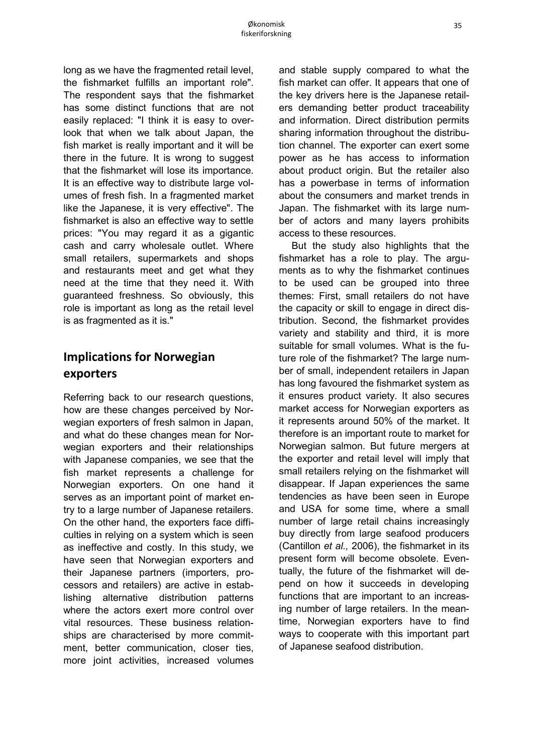long as we have the fragmented retail level, the fishmarket fulfills an important role". The respondent says that the fishmarket has some distinct functions that are not easily replaced: "I think it is easy to overlook that when we talk about Japan, the fish market is really important and it will be there in the future. It is wrong to suggest that the fishmarket will lose its importance. It is an effective way to distribute large volumes of fresh fish. In a fragmented market like the Japanese, it is very effective". The fishmarket is also an effective way to settle prices: "You may regard it as a gigantic cash and carry wholesale outlet. Where small retailers, supermarkets and shops and restaurants meet and get what they need at the time that they need it. With guaranteed freshness. So obviously, this role is important as long as the retail level is as fragmented as it is."

## Implications for Norwegian exporters

Referring back to our research questions, how are these changes perceived by Norwegian exporters of fresh salmon in Japan, and what do these changes mean for Norwegian exporters and their relationships with Japanese companies, we see that the fish market represents a challenge for Norwegian exporters. On one hand it serves as an important point of market entry to a large number of Japanese retailers. On the other hand, the exporters face difficulties in relying on a system which is seen as ineffective and costly. In this study, we have seen that Norwegian exporters and their Japanese partners (importers, processors and retailers) are active in establishing alternative distribution patterns where the actors exert more control over vital resources. These business relationships are characterised by more commitment, better communication, closer ties, more joint activities, increased volumes and stable supply compared to what the fish market can offer. It appears that one of the key drivers here is the Japanese retailers demanding better product traceability and information. Direct distribution permits sharing information throughout the distribution channel. The exporter can exert some power as he has access to information about product origin. But the retailer also has a powerbase in terms of information about the consumers and market trends in Japan. The fishmarket with its large number of actors and many layers prohibits access to these resources.

But the study also highlights that the fishmarket has a role to play. The arguments as to why the fishmarket continues to be used can be grouped into three themes: First, small retailers do not have the capacity or skill to engage in direct distribution. Second, the fishmarket provides variety and stability and third, it is more suitable for small volumes. What is the future role of the fishmarket? The large number of small, independent retailers in Japan has long favoured the fishmarket system as it ensures product variety. It also secures market access for Norwegian exporters as it represents around 50% of the market. It therefore is an important route to market for Norwegian salmon. But future mergers at the exporter and retail level will imply that small retailers relying on the fishmarket will disappear. If Japan experiences the same tendencies as have been seen in Europe and USA for some time, where a small number of large retail chains increasingly buy directly from large seafood producers (Cantillon *et al.,* 2006), the fishmarket in its present form will become obsolete. Eventually, the future of the fishmarket will depend on how it succeeds in developing functions that are important to an increasing number of large retailers. In the meantime, Norwegian exporters have to find ways to cooperate with this important part of Japanese seafood distribution.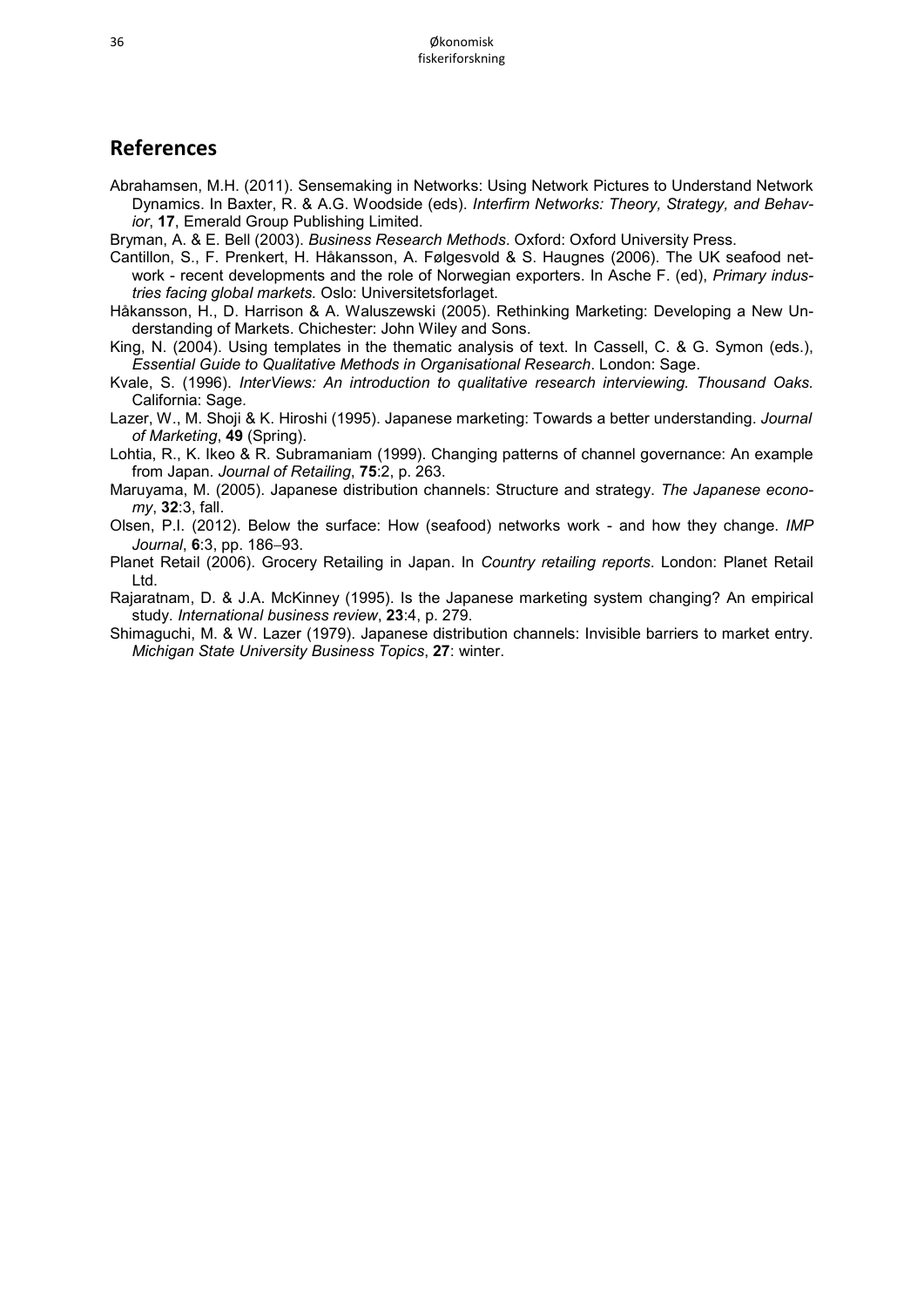## References

Abrahamsen, M.H. (2011). Sensemaking in Networks: Using Network Pictures to Understand Network Dynamics. In Baxter, R. & A.G. Woodside (eds). *Interfirm Networks: Theory, Strategy, and Behavior*, **17**, Emerald Group Publishing Limited.

Bryman, A. & E. Bell (2003). *Business Research Methods*. Oxford: Oxford University Press.

Cantillon, S., F. Prenkert, H. Håkansson, A. Følgesvold & S. Haugnes (2006). The UK seafood network - recent developments and the role of Norwegian exporters. In Asche F. (ed), *Primary industries facing global markets.* Oslo: Universitetsforlaget.

Håkansson, H., D. Harrison & A. Waluszewski (2005). Rethinking Marketing: Developing a New Understanding of Markets. Chichester: John Wiley and Sons.

King, N. (2004). Using templates in the thematic analysis of text. In Cassell, C. & G. Symon (eds.), *Essential Guide to Qualitative Methods in Organisational Research*. London: Sage.

Kvale, S. (1996). *InterViews: An introduction to qualitative research interviewing. Thousand Oaks.* California: Sage.

Lazer, W., M. Shoji & K. Hiroshi (1995). Japanese marketing: Towards a better understanding. *Journal of Marketing*, **49** (Spring).

Lohtia, R., K. Ikeo & R. Subramaniam (1999). Changing patterns of channel governance: An example from Japan. *Journal of Retailing*, **75**:2, p. 263.

Maruyama, M. (2005). Japanese distribution channels: Structure and strategy. *The Japanese economy*, **32**:3, fall.

Olsen, P.I. (2012). Below the surface: How (seafood) networks work - and how they change. *IMP Journal*, **6**:3, pp. 186–93.

Planet Retail (2006). Grocery Retailing in Japan. In *Country retailing reports*. London: Planet Retail Ltd.

Rajaratnam, D. & J.A. McKinney (1995). Is the Japanese marketing system changing? An empirical study. *International business review*, **23**:4, p. 279.

Shimaguchi, M. & W. Lazer (1979). Japanese distribution channels: Invisible barriers to market entry. *Michigan State University Business Topics*, **27**: winter.